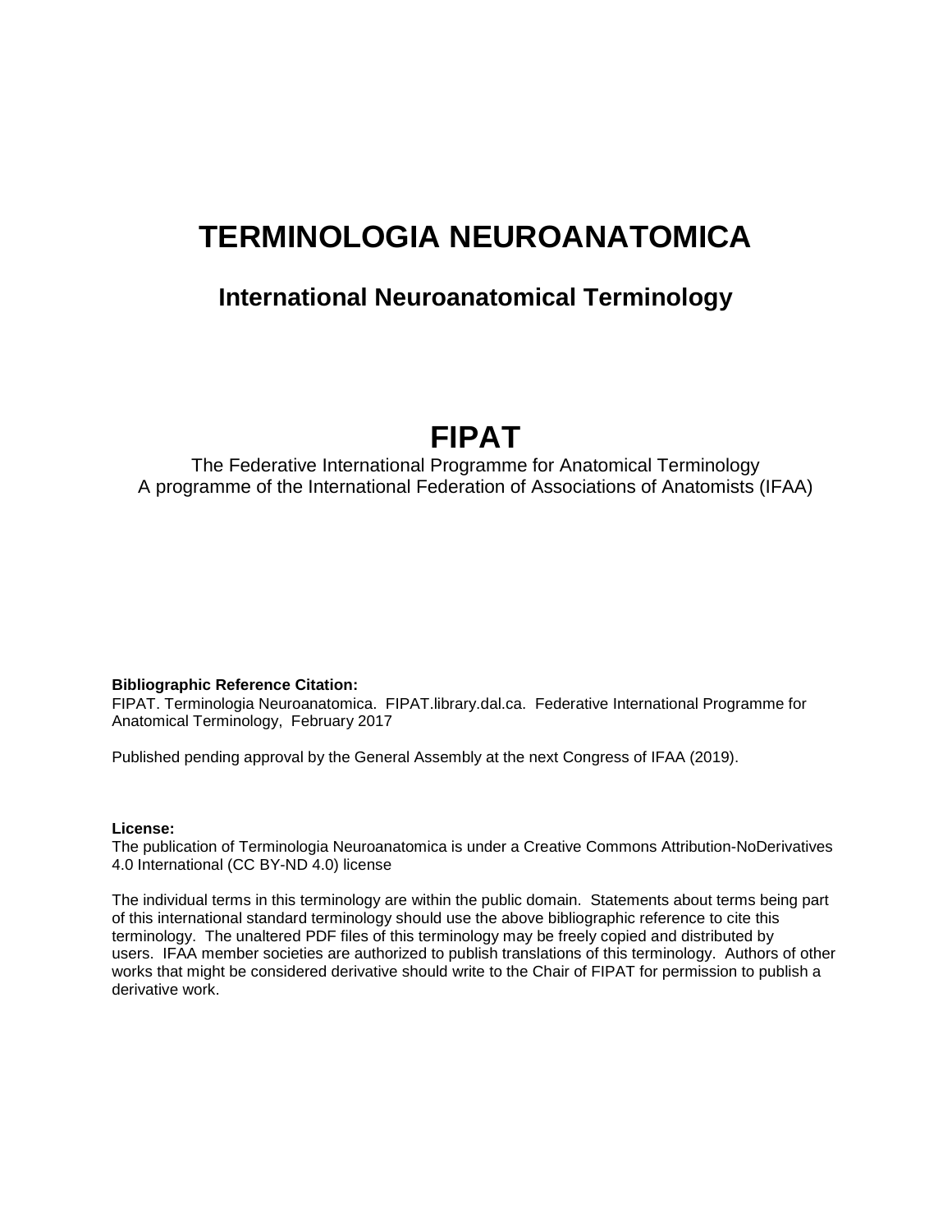# TERMINOLOGIA NEUROANATOMICA

## International Neuroanatomical Terminology

# FIPAT

The Federative International Programme for Anatomical Terminology
A programme of the International Federation of Associations of Anatomists (IFAA)

**Bibliographic Reference Citation:**
FIPAT. Terminologia Neuroanatomica. FIPAT.library.dal.ca. Federative International Programme for Anatomical Terminology, February 2017

Published pending approval by the General Assembly at the next Congress of IFAA (2019).

**License:**
The publication of Terminologia Neuroanatomica is under a Creative Commons Attribution-NoDerivatives 4.0 International (CC BY-ND 4.0) license

The individual terms in this terminology are within the public domain. Statements about terms being part of this international standard terminology should use the above bibliographic reference to cite this terminology. The unaltered PDF files of this terminology may be freely copied and distributed by users. IFAA member societies are authorized to publish translations of this terminology. Authors of other works that might be considered derivative should write to the Chair of FIPAT for permission to publish a derivative work.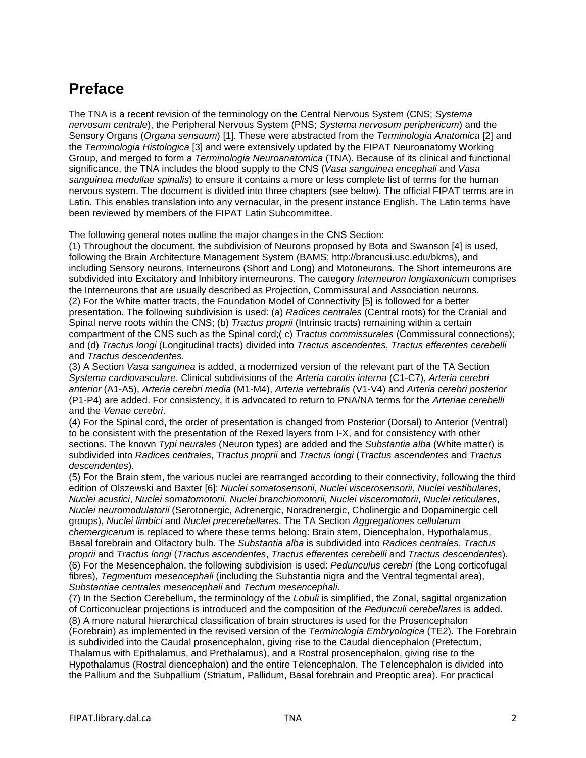# Preface

The TNA is a recent revision of the terminology on the Central Nervous System (CNS; *Systema nervosum centrale*), the Peripheral Nervous System (PNS; *Systema nervosum periphericum*) and the Sensory Organs (*Organa sensuum*) [1]. These were abstracted from the *Terminologia Anatomica* [2] and the *Terminologia Histologica* [3] and were extensively updated by the FIPAT Neuroanatomy Working Group, and merged to form a *Terminologia Neuroanatomica* (TNA). Because of its clinical and functional significance, the TNA includes the blood supply to the CNS (*Vasa sanguinea encephali* and *Vasa sanguinea medullae spinalis*) to ensure it contains a more or less complete list of terms for the human nervous system. The document is divided into three chapters (see below). The official FIPAT terms are in Latin. This enables translation into any vernacular, in the present instance English. The Latin terms have been reviewed by members of the FIPAT Latin Subcommittee.

The following general notes outline the major changes in the CNS Section:
(1) Throughout the document, the subdivision of Neurons proposed by Bota and Swanson [4] is used, following the Brain Architecture Management System (BAMS; http://brancusi.usc.edu/bkms), and including Sensory neurons, Interneurons (Short and Long) and Motoneurons. The Short interneurons are subdivided into Excitatory and Inhibitory interneurons. The category *Interneuron longiaxonicum* comprises the Interneurons that are usually described as Projection, Commissural and Association neurons.
(2) For the White matter tracts, the Foundation Model of Connectivity [5] is followed for a better presentation. The following subdivision is used: (a) *Radices centrales* (Central roots) for the Cranial and Spinal nerve roots within the CNS; (b) *Tractus proprii* (Intrinsic tracts) remaining within a certain compartment of the CNS such as the Spinal cord;( c) *Tractus commissurales* (Commissural connections); and (d) *Tractus longi* (Longitudinal tracts) divided into *Tractus ascendentes*, *Tractus efferentes cerebelli* and *Tractus descendentes*.
(3) A Section *Vasa sanguinea* is added, a modernized version of the relevant part of the TA Section *Systema cardiovasculare*. Clinical subdivisions of the *Arteria carotis interna* (C1-C7), *Arteria cerebri anterior* (A1-A5), *Arteria cerebri media* (M1-M4), *Arteria vertebralis* (V1-V4) and *Arteria cerebri posterior* (P1-P4) are added. For consistency, it is advocated to return to PNA/NA terms for the *Arteriae cerebelli* and the *Venae cerebri*.
(4) For the Spinal cord, the order of presentation is changed from Posterior (Dorsal) to Anterior (Ventral) to be consistent with the presentation of the Rexed layers from I-X, and for consistency with other sections. The known *Typi neurales* (Neuron types) are added and the *Substantia alba* (White matter) is subdivided into *Radices centrales*, *Tractus proprii* and *Tractus longi* (*Tractus ascendentes* and *Tractus descendentes*).
(5) For the Brain stem, the various nuclei are rearranged according to their connectivity, following the third edition of Olszewski and Baxter [6]: *Nuclei somatosensorii*, *Nuclei viscerosensorii*, *Nuclei vestibulares*, *Nuclei acustici*, *Nuclei somatomotorii*, *Nuclei branchiomotorii*, *Nuclei visceromotorii*, *Nuclei reticulares*, *Nuclei neuromodulatorii* (Serotonergic, Adrenergic, Noradrenergic, Cholinergic and Dopaminergic cell groups), *Nuclei limbici* and *Nuclei precerebellares*. The TA Section *Aggregationes cellularum chemergicarum* is replaced to where these terms belong: Brain stem, Diencephalon, Hypothalamus, Basal forebrain and Olfactory bulb. The *Substantia alba* is subdivided into *Radices centrales*, *Tractus proprii* and *Tractus longi* (*Tractus ascendentes*, *Tractus efferentes cerebelli* and *Tractus descendentes*).
(6) For the Mesencephalon, the following subdivision is used: *Pedunculus cerebri* (the Long corticofugal fibres), *Tegmentum mesencephali* (including the Substantia nigra and the Ventral tegmental area), *Substantiae centrales mesencephali* and *Tectum mesencephali*.
(7) In the Section Cerebellum, the terminology of the *Lobuli* is simplified, the Zonal, sagittal organization of Corticonuclear projections is introduced and the composition of the *Pedunculi cerebellares* is added.
(8) A more natural hierarchical classification of brain structures is used for the Prosencephalon (Forebrain) as implemented in the revised version of the *Terminologia Embryologica* (TE2). The Forebrain is subdivided into the Caudal prosencephalon, giving rise to the Caudal diencephalon (Pretectum, Thalamus with Epithalamus, and Prethalamus), and a Rostral prosencephalon, giving rise to the Hypothalamus (Rostral diencephalon) and the entire Telencephalon. The Telencephalon is divided into the Pallium and the Subpallium (Striatum, Pallidum, Basal forebrain and Preoptic area). For practical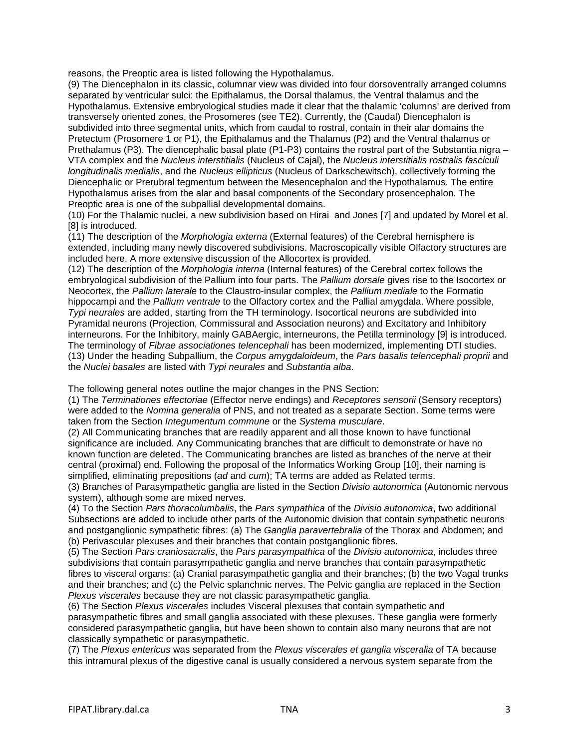reasons, the Preoptic area is listed following the Hypothalamus.

(9) The Diencephalon in its classic, columnar view was divided into four dorsoventrally arranged columns separated by ventricular sulci: the Epithalamus, the Dorsal thalamus, the Ventral thalamus and the Hypothalamus. Extensive embryological studies made it clear that the thalamic 'columns' are derived from transversely oriented zones, the Prosomeres (see TE2). Currently, the (Caudal) Diencephalon is subdivided into three segmental units, which from caudal to rostral, contain in their alar domains the Pretectum (Prosomere 1 or P1), the Epithalamus and the Thalamus (P2) and the Ventral thalamus or Prethalamus (P3). The diencephalic basal plate (P1-P3) contains the rostral part of the Substantia nigra – VTA complex and the *Nucleus interstitialis* (Nucleus of Cajal), the *Nucleus interstitialis rostralis fasciculi longitudinalis medialis*, and the *Nucleus ellipticus* (Nucleus of Darkschewitsch), collectively forming the Diencephalic or Prerubral tegmentum between the Mesencephalon and the Hypothalamus. The entire Hypothalamus arises from the alar and basal components of the Secondary prosencephalon. The Preoptic area is one of the subpallial developmental domains.

(10) For the Thalamic nuclei, a new subdivision based on Hirai and Jones [7] and updated by Morel et al. [8] is introduced.

(11) The description of the *Morphologia externa* (External features) of the Cerebral hemisphere is extended, including many newly discovered subdivisions. Macroscopically visible Olfactory structures are included here. A more extensive discussion of the Allocortex is provided.

(12) The description of the *Morphologia interna* (Internal features) of the Cerebral cortex follows the embryological subdivision of the Pallium into four parts. The *Pallium dorsale* gives rise to the Isocortex or Neocortex, the *Pallium laterale* to the Claustro-insular complex, the *Pallium mediale* to the Formatio hippocampi and the *Pallium ventrale* to the Olfactory cortex and the Pallial amygdala. Where possible, *Typi neurales* are added, starting from the TH terminology. Isocortical neurons are subdivided into Pyramidal neurons (Projection, Commissural and Association neurons) and Excitatory and Inhibitory interneurons. For the Inhibitory, mainly GABAergic, interneurons, the Petilla terminology [9] is introduced. The terminology of *Fibrae associationes telencephali* has been modernized, implementing DTI studies.

(13) Under the heading Subpallium, the *Corpus amygdaloideum*, the *Pars basalis telencephali proprii* and the *Nuclei basales* are listed with *Typi neurales* and *Substantia alba*.

The following general notes outline the major changes in the PNS Section:

(1) The *Terminationes effectoriae* (Effector nerve endings) and *Receptores sensorii* (Sensory receptors) were added to the *Nomina generalia* of PNS, and not treated as a separate Section. Some terms were taken from the Section *Integumentum commune* or the *Systema musculare*.

(2) All Communicating branches that are readily apparent and all those known to have functional significance are included. Any Communicating branches that are difficult to demonstrate or have no known function are deleted. The Communicating branches are listed as branches of the nerve at their central (proximal) end. Following the proposal of the Informatics Working Group [10], their naming is simplified, eliminating prepositions (*ad* and *cum*); TA terms are added as Related terms.

(3) Branches of Parasympathetic ganglia are listed in the Section *Divisio autonomica* (Autonomic nervous system), although some are mixed nerves.

(4) To the Section *Pars thoracolumbalis*, the *Pars sympathica* of the *Divisio autonomica*, two additional Subsections are added to include other parts of the Autonomic division that contain sympathetic neurons and postganglionic sympathetic fibres: (a) The *Ganglia paravertebralia* of the Thorax and Abdomen; and (b) Perivascular plexuses and their branches that contain postganglionic fibres.

(5) The Section *Pars craniosacralis*, the *Pars parasympathica* of the *Divisio autonomica*, includes three subdivisions that contain parasympathetic ganglia and nerve branches that contain parasympathetic fibres to visceral organs: (a) Cranial parasympathetic ganglia and their branches; (b) the two Vagal trunks and their branches; and (c) the Pelvic splanchnic nerves. The Pelvic ganglia are replaced in the Section *Plexus viscerales* because they are not classic parasympathetic ganglia.

(6) The Section *Plexus viscerales* includes Visceral plexuses that contain sympathetic and parasympathetic fibres and small ganglia associated with these plexuses. These ganglia were formerly considered parasympathetic ganglia, but have been shown to contain also many neurons that are not classically sympathetic or parasympathetic.

(7) The *Plexus entericus* was separated from the *Plexus viscerales et ganglia visceralia* of TA because this intramural plexus of the digestive canal is usually considered a nervous system separate from the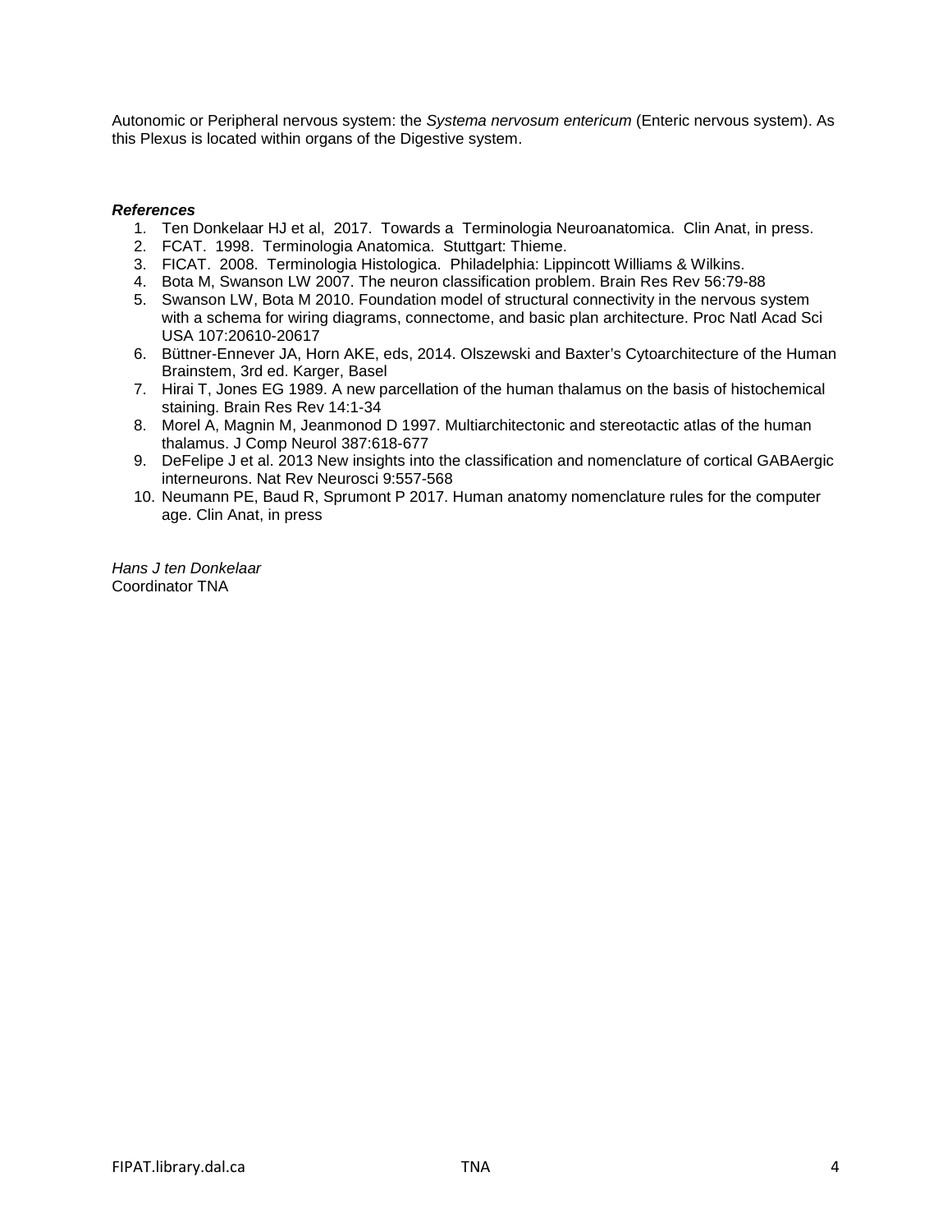Autonomic or Peripheral nervous system: the *Systema nervosum entericum* (Enteric nervous system). As this Plexus is located within organs of the Digestive system.

***References***

1. Ten Donkelaar HJ et al, 2017. Towards a Terminologia Neuroanatomica. Clin Anat, in press.
2. FCAT. 1998. Terminologia Anatomica. Stuttgart: Thieme.
3. FICAT. 2008. Terminologia Histologica. Philadelphia: Lippincott Williams & Wilkins.
4. Bota M, Swanson LW 2007. The neuron classification problem. Brain Res Rev 56:79-88
5. Swanson LW, Bota M 2010. Foundation model of structural connectivity in the nervous system with a schema for wiring diagrams, connectome, and basic plan architecture. Proc Natl Acad Sci USA 107:20610-20617
6. Büttner-Ennever JA, Horn AKE, eds, 2014. Olszewski and Baxter's Cytoarchitecture of the Human Brainstem, 3rd ed. Karger, Basel
7. Hirai T, Jones EG 1989. A new parcellation of the human thalamus on the basis of histochemical staining. Brain Res Rev 14:1-34
8. Morel A, Magnin M, Jeanmonod D 1997. Multiarchitectonic and stereotactic atlas of the human thalamus. J Comp Neurol 387:618-677
9. DeFelipe J et al. 2013 New insights into the classification and nomenclature of cortical GABAergic interneurons. Nat Rev Neurosci 9:557-568
10. Neumann PE, Baud R, Sprumont P 2017. Human anatomy nomenclature rules for the computer age. Clin Anat, in press

*Hans J ten Donkelaar*
Coordinator TNA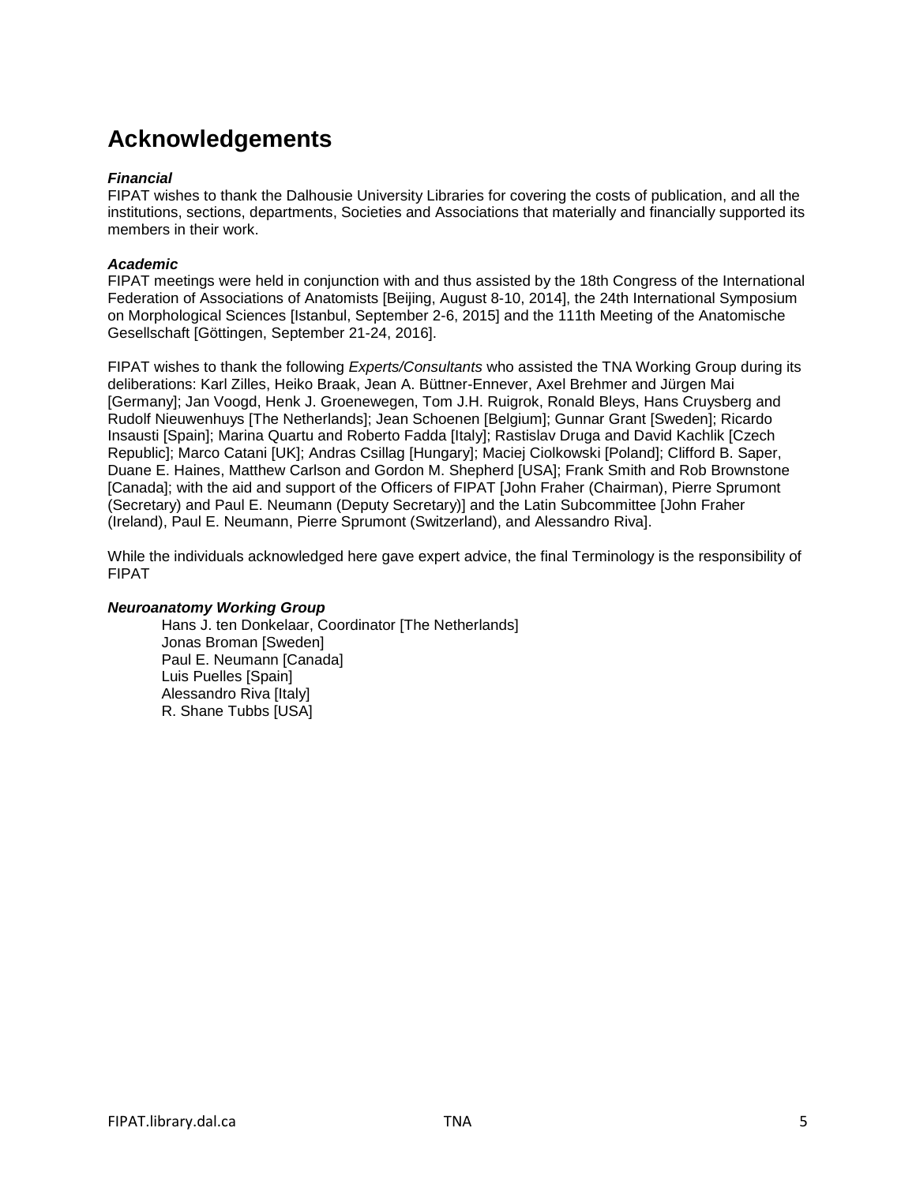# Acknowledgements

***Financial***

FIPAT wishes to thank the Dalhousie University Libraries for covering the costs of publication, and all the institutions, sections, departments, Societies and Associations that materially and financially supported its members in their work.

***Academic***

FIPAT meetings were held in conjunction with and thus assisted by the 18th Congress of the International Federation of Associations of Anatomists [Beijing, August 8-10, 2014], the 24th International Symposium on Morphological Sciences [Istanbul, September 2-6, 2015] and the 111th Meeting of the Anatomische Gesellschaft [Göttingen, September 21-24, 2016].

FIPAT wishes to thank the following *Experts/Consultants* who assisted the TNA Working Group during its deliberations: Karl Zilles, Heiko Braak, Jean A. Büttner-Ennever, Axel Brehmer and Jürgen Mai [Germany]; Jan Voogd, Henk J. Groenewegen, Tom J.H. Ruigrok, Ronald Bleys, Hans Cruysberg and Rudolf Nieuwenhuys [The Netherlands]; Jean Schoenen [Belgium]; Gunnar Grant [Sweden]; Ricardo Insausti [Spain]; Marina Quartu and Roberto Fadda [Italy]; Rastislav Druga and David Kachlik [Czech Republic]; Marco Catani [UK]; Andras Csillag [Hungary]; Maciej Ciolkowski [Poland]; Clifford B. Saper, Duane E. Haines, Matthew Carlson and Gordon M. Shepherd [USA]; Frank Smith and Rob Brownstone [Canada]; with the aid and support of the Officers of FIPAT [John Fraher (Chairman), Pierre Sprumont (Secretary) and Paul E. Neumann (Deputy Secretary)] and the Latin Subcommittee [John Fraher (Ireland), Paul E. Neumann, Pierre Sprumont (Switzerland), and Alessandro Riva].

While the individuals acknowledged here gave expert advice, the final Terminology is the responsibility of FIPAT

***Neuroanatomy Working Group***

Hans J. ten Donkelaar, Coordinator [The Netherlands]
Jonas Broman [Sweden]
Paul E. Neumann [Canada]
Luis Puelles [Spain]
Alessandro Riva [Italy]
R. Shane Tubbs [USA]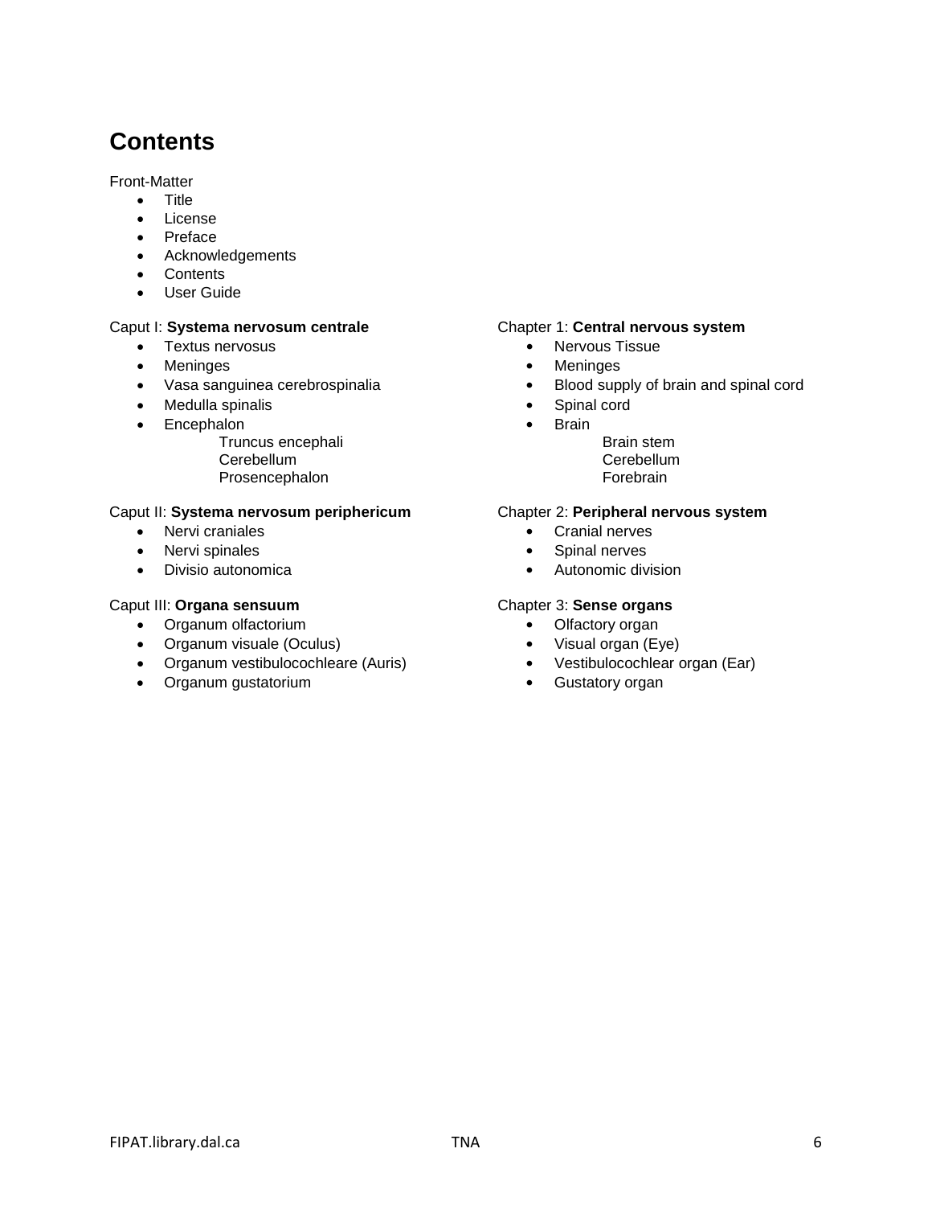# Contents

Front-Matter

- Title
- License
- Preface
- Acknowledgements
- Contents
- User Guide

Caput I: **Systema nervosum centrale**

- Textus nervosus
- Meninges
- Vasa sanguinea cerebrospinalia
- Medulla spinalis
- Encephalon
  - Truncus encephali
  - Cerebellum
  - Prosencephalon

Caput II: **Systema nervosum periphericum**

- Nervi craniales
- Nervi spinales
- Divisio autonomica

Caput III: **Organa sensuum**

- Organum olfactorium
- Organum visuale (Oculus)
- Organum vestibulocochleare (Auris)
- Organum gustatorium

Chapter 1: **Central nervous system**

- Nervous Tissue
- Meninges
- Blood supply of brain and spinal cord
- Spinal cord
- Brain
  - Brain stem
  - Cerebellum
  - Forebrain

Chapter 2: **Peripheral nervous system**

- Cranial nerves
- Spinal nerves
- Autonomic division

Chapter 3: **Sense organs**

- Olfactory organ
- Visual organ (Eye)
- Vestibulocochlear organ (Ear)
- Gustatory organ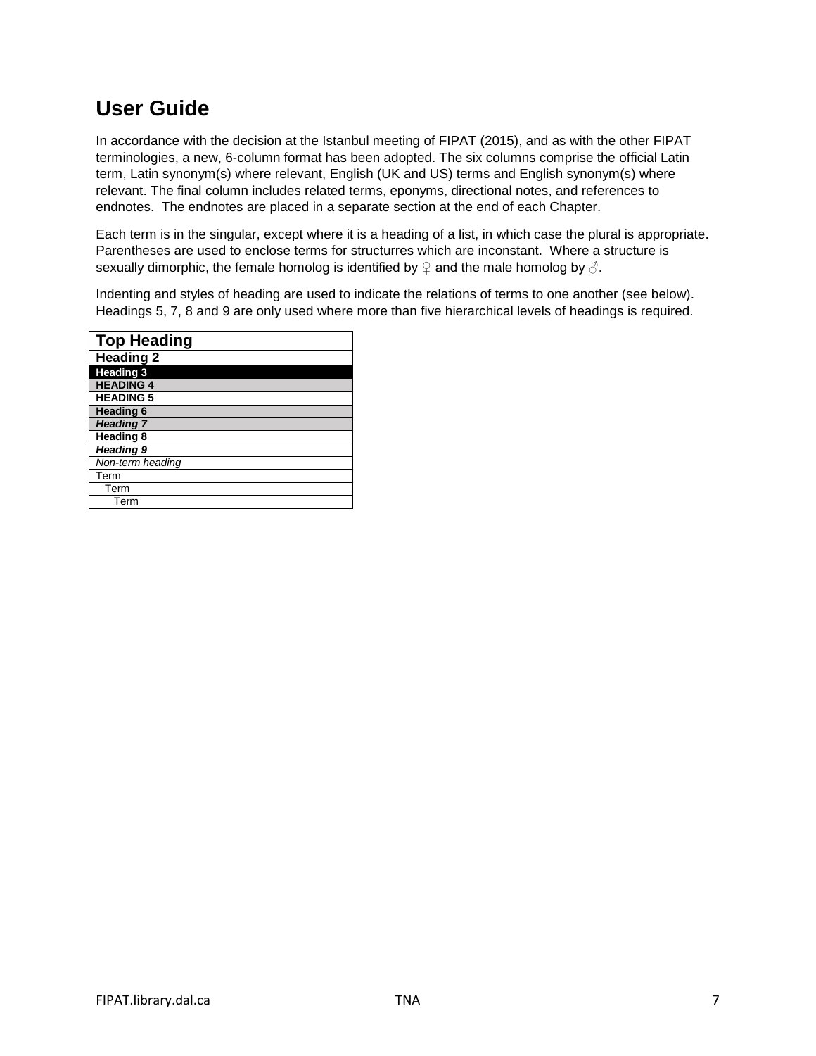## User Guide

In accordance with the decision at the Istanbul meeting of FIPAT (2015), and as with the other FIPAT terminologies, a new, 6-column format has been adopted. The six columns comprise the official Latin term, Latin synonym(s) where relevant, English (UK and US) terms and English synonym(s) where relevant. The final column includes related terms, eponyms, directional notes, and references to endnotes. The endnotes are placed in a separate section at the end of each Chapter.

Each term is in the singular, except where it is a heading of a list, in which case the plural is appropriate. Parentheses are used to enclose terms for structurres which are inconstant. Where a structure is sexually dimorphic, the female homolog is identified by ♀ and the male homolog by ♂.

Indenting and styles of heading are used to indicate the relations of terms to one another (see below). Headings 5, 7, 8 and 9 are only used where more than five hierarchical levels of headings is required.

| |
|---|
| **Top Heading** |
| **Heading 2** |
| **Heading 3** |
| **HEADING 4** |
| **HEADING 5** |
| **Heading 6** |
| ***Heading 7*** |
| **Heading 8** |
| ***Heading 9*** |
| *Non-term heading* |
| Term |
| Term |
| Term |